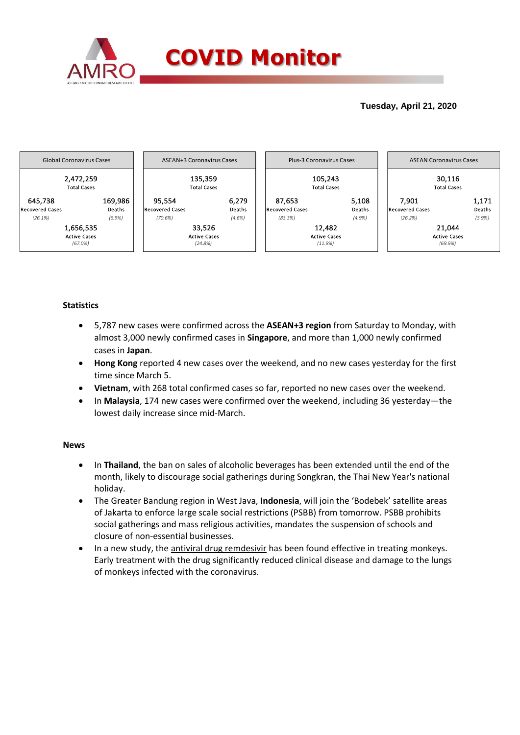# COVID Monitor

**Tuesday, April 21, 2020**

| Global Coronavirus Cases | | ASEAN+3 Coronavirus Cases | | Plus-3 Coronavirus Cases | | ASEAN Coronavirus Cases | |
|---|---|---|---|---|---|---|---|
| 2,472,259 Total Cases | | 135,359 Total Cases | | 105,243 Total Cases | | 30,116 Total Cases | |
| 645,738 Recovered Cases (26.1%) | 169,986 Deaths (6.9%) | 95,554 Recovered Cases (70.6%) | 6,279 Deaths (4.6%) | 87,653 Recovered Cases (83.3%) | 5,108 Deaths (4.9%) | 7,901 Recovered Cases (26.2%) | 1,171 Deaths (3.9%) |
| 1,656,535 Active Cases (67.0%) | | 33,526 Active Cases (24.8%) | | 12,482 Active Cases (11.9%) | | 21,044 Active Cases (69.9%) | |

### Statistics

- 5,787 new cases were confirmed across the **ASEAN+3 region** from Saturday to Monday, with almost 3,000 newly confirmed cases in **Singapore**, and more than 1,000 newly confirmed cases in **Japan**.
- **Hong Kong** reported 4 new cases over the weekend, and no new cases yesterday for the first time since March 5.
- **Vietnam**, with 268 total confirmed cases so far, reported no new cases over the weekend.
- In **Malaysia**, 174 new cases were confirmed over the weekend, including 36 yesterday—the lowest daily increase since mid-March.

### News

- In **Thailand**, the ban on sales of alcoholic beverages has been extended until the end of the month, likely to discourage social gatherings during Songkran, the Thai New Year's national holiday.
- The Greater Bandung region in West Java, **Indonesia**, will join the 'Bodebek' satellite areas of Jakarta to enforce large scale social restrictions (PSBB) from tomorrow. PSBB prohibits social gatherings and mass religious activities, mandates the suspension of schools and closure of non-essential businesses.
- In a new study, the antiviral drug remdesivir has been found effective in treating monkeys. Early treatment with the drug significantly reduced clinical disease and damage to the lungs of monkeys infected with the coronavirus.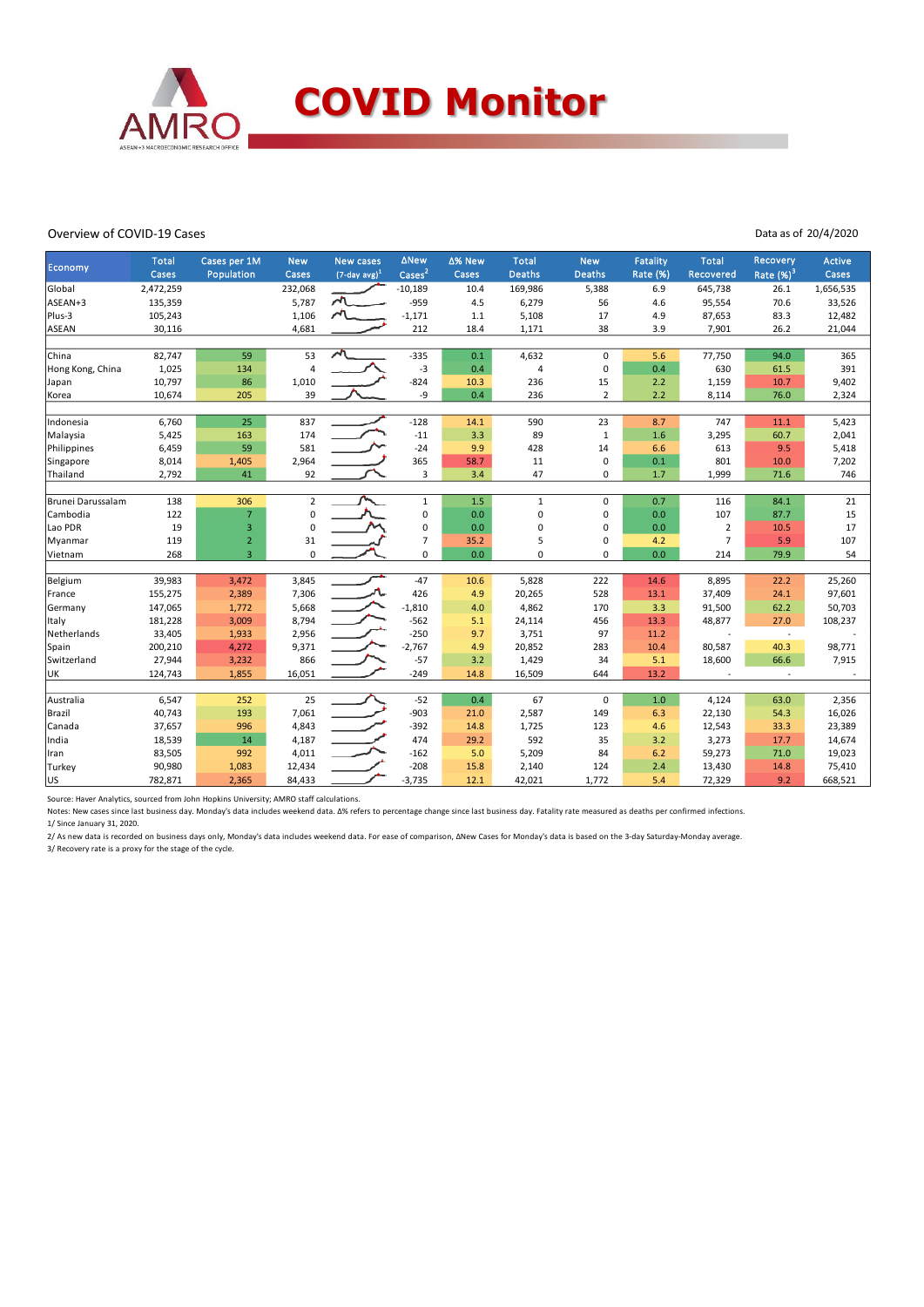# COVID Monitor

Overview of COVID-19 Cases

Data as of 20/4/2020

| Economy | Total Cases | Cases per 1M Population | New Cases | New cases (7-day avg)[1] | ΔNew Cases[2] | Δ% New Cases | Total Deaths | New Deaths | Fatality Rate (%) | Total Recovered | Recovery Rate (%)[3] | Active Cases |
|---|---|---|---|---|---|---|---|---|---|---|---|---|
| Global | 2,472,259 | | 232,068 | | -10,189 | 10.4 | 169,986 | 5,388 | 6.9 | 645,738 | 26.1 | 1,656,535 |
| ASEAN+3 | 135,359 | | 5,787 | | -959 | 4.5 | 6,279 | 56 | 4.6 | 95,554 | 70.6 | 33,526 |
| Plus-3 | 105,243 | | 1,106 | | -1,171 | 1.1 | 5,108 | 17 | 4.9 | 87,653 | 83.3 | 12,482 |
| ASEAN | 30,116 | | 4,681 | | 212 | 18.4 | 1,171 | 38 | 3.9 | 7,901 | 26.2 | 21,044 |
| | | | | | | | | | | | | |
| China | 82,747 | 59 | 53 | | -335 | 0.1 | 4,632 | 0 | 5.6 | 77,750 | 94.0 | 365 |
| Hong Kong, China | 1,025 | 134 | 4 | | -3 | 0.4 | 4 | 0 | 0.4 | 630 | 61.5 | 391 |
| Japan | 10,797 | 86 | 1,010 | | -824 | 10.3 | 236 | 15 | 2.2 | 1,159 | 10.7 | 9,402 |
| Korea | 10,674 | 205 | 39 | | -9 | 0.4 | 236 | 2 | 2.2 | 8,114 | 76.0 | 2,324 |
| | | | | | | | | | | | | |
| Indonesia | 6,760 | 25 | 837 | | -128 | 14.1 | 590 | 23 | 8.7 | 747 | 11.1 | 5,423 |
| Malaysia | 5,425 | 163 | 174 | | -11 | 3.3 | 89 | 1 | 1.6 | 3,295 | 60.7 | 2,041 |
| Philippines | 6,459 | 59 | 581 | | -24 | 9.9 | 428 | 14 | 6.6 | 613 | 9.5 | 5,418 |
| Singapore | 8,014 | 1,405 | 2,964 | | 365 | 58.7 | 11 | 0 | 0.1 | 801 | 10.0 | 7,202 |
| Thailand | 2,792 | 41 | 92 | | 3 | 3.4 | 47 | 0 | 1.7 | 1,999 | 71.6 | 746 |
| | | | | | | | | | | | | |
| Brunei Darussalam | 138 | 306 | 2 | | 1 | 1.5 | 1 | 0 | 0.7 | 116 | 84.1 | 21 |
| Cambodia | 122 | 7 | 0 | | 0 | 0.0 | 0 | 0 | 0.0 | 107 | 87.7 | 15 |
| Lao PDR | 19 | 3 | 0 | | 0 | 0.0 | 0 | 0 | 0.0 | 2 | 10.5 | 17 |
| Myanmar | 119 | 2 | 31 | | 7 | 35.2 | 5 | 0 | 4.2 | 7 | 5.9 | 107 |
| Vietnam | 268 | 3 | 0 | | 0 | 0.0 | 0 | 0 | 0.0 | 214 | 79.9 | 54 |
| | | | | | | | | | | | | |
| Belgium | 39,983 | 3,472 | 3,845 | | -47 | 10.6 | 5,828 | 222 | 14.6 | 8,895 | 22.2 | 25,260 |
| France | 155,275 | 2,389 | 7,306 | | 426 | 4.9 | 20,265 | 528 | 13.1 | 37,409 | 24.1 | 97,601 |
| Germany | 147,065 | 1,772 | 5,668 | | -1,810 | 4.0 | 4,862 | 170 | 3.3 | 91,500 | 62.2 | 50,703 |
| Italy | 181,228 | 3,009 | 8,794 | | -562 | 5.1 | 24,114 | 456 | 13.3 | 48,877 | 27.0 | 108,237 |
| Netherlands | 33,405 | 1,933 | 2,956 | | -250 | 9.7 | 3,751 | 97 | 11.2 | - | - | - |
| Spain | 200,210 | 4,272 | 9,371 | | -2,767 | 4.9 | 20,852 | 283 | 10.4 | 80,587 | 40.3 | 98,771 |
| Switzerland | 27,944 | 3,232 | 866 | | -57 | 3.2 | 1,429 | 34 | 5.1 | 18,600 | 66.6 | 7,915 |
| UK | 124,743 | 1,855 | 16,051 | | -249 | 14.8 | 16,509 | 644 | 13.2 | - | - | - |
| | | | | | | | | | | | | |
| Australia | 6,547 | 252 | 25 | | -52 | 0.4 | 67 | 0 | 1.0 | 4,124 | 63.0 | 2,356 |
| Brazil | 40,743 | 193 | 7,061 | | -903 | 21.0 | 2,587 | 149 | 6.3 | 22,130 | 54.3 | 16,026 |
| Canada | 37,657 | 996 | 4,843 | | -392 | 14.8 | 1,725 | 123 | 4.6 | 12,543 | 33.3 | 23,389 |
| India | 18,539 | 14 | 4,187 | | 474 | 29.2 | 592 | 35 | 3.2 | 3,273 | 17.7 | 14,674 |
| Iran | 83,505 | 992 | 4,011 | | -162 | 5.0 | 5,209 | 84 | 6.2 | 59,273 | 71.0 | 19,023 |
| Turkey | 90,980 | 1,083 | 12,434 | | -208 | 15.8 | 2,140 | 124 | 2.4 | 13,430 | 14.8 | 75,410 |
| US | 782,871 | 2,365 | 84,433 | | -3,735 | 12.1 | 42,021 | 1,772 | 5.4 | 72,329 | 9.2 | 668,521 |

Source: Haver Analytics, sourced from John Hopkins University; AMRO staff calculations.

Notes: New cases since last business day. Monday's data includes weekend data. Δ% refers to percentage change since last business day. Fatality rate measured as deaths per confirmed infections.

1/ Since January 31, 2020.

2/ As new data is recorded on business days only, Monday's data includes weekend data. For ease of comparison, ΔNew Cases for Monday's data is based on the 3-day Saturday-Monday average.

3/ Recovery rate is a proxy for the stage of the cycle.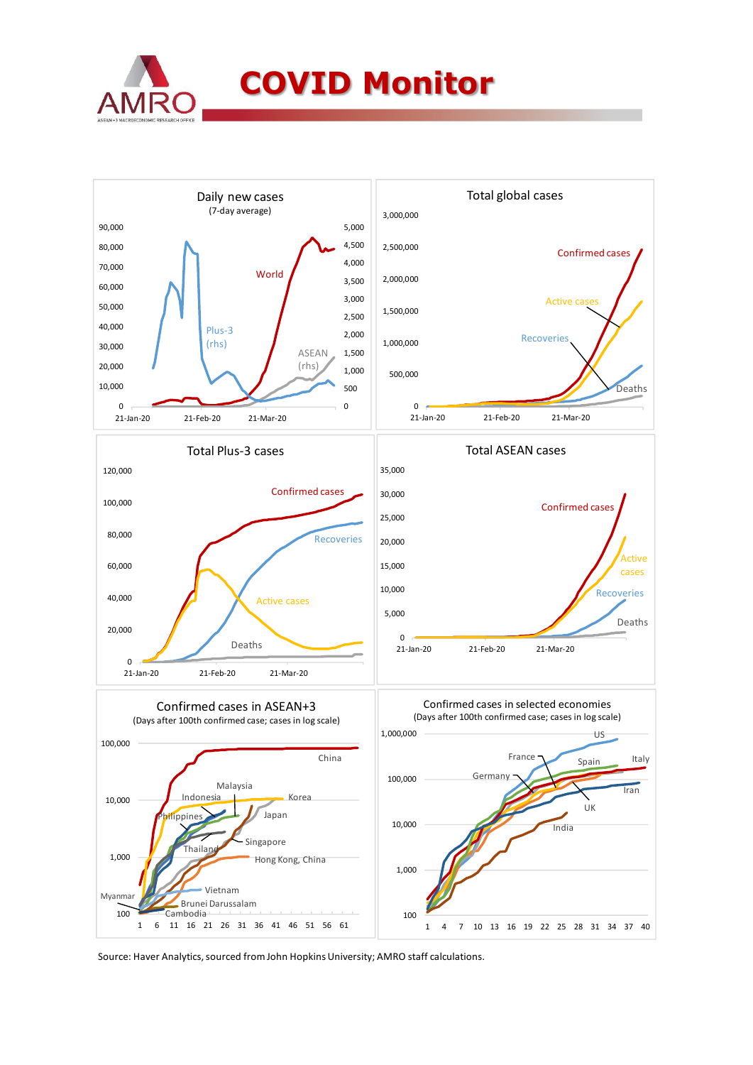# COVID Monitor

AMRO

ASEAN+3 MACROECONOMIC RESEARCH OFFICE

Daily new cases
(7-day average)

90,000
80,000
70,000
60,000
50,000
40,000
30,000
20,000
10,000
0

5,000
4,500
4,000
3,500
3,000
2,500
2,000
1,500
1,000
500
0

21-Jan-20
21-Feb-20
21-Mar-20

World
Plus-3 (rhs)
ASEAN (rhs)

Total global cases

3,000,000
2,500,000
2,000,000
1,500,000
1,000,000
500,000
0

21-Jan-20
21-Feb-20
21-Mar-20

Confirmed cases
Active cases
Recoveries
Deaths

Total Plus-3 cases

120,000
100,000
80,000
60,000
40,000
20,000
0

21-Jan-20
21-Feb-20
21-Mar-20

Confirmed cases
Recoveries
Active cases
Deaths

Total ASEAN cases

35,000
30,000
25,000
20,000
15,000
10,000
5,000
0

21-Jan-20
21-Feb-20
21-Mar-20

Confirmed cases
Active cases
Recoveries
Deaths

Confirmed cases in ASEAN+3
(Days after 100th confirmed case; cases in log scale)

100,000
10,000
1,000
100

1 6 11 16 21 26 31 36 41 46 51 56 61

China
Malaysia
Indonesia
Korea
Philippines
Japan
Singapore
Thailand
Hong Kong, China
Vietnam
Myanmar
Brunei Darussalam
Cambodia

Confirmed cases in selected economies
(Days after 100th confirmed case; cases in log scale)

1,000,000
100,000
10,000
1,000
100

1 4 7 10 13 16 19 22 25 28 31 34 37 40

US
France
Italy
Spain
Germany
Iran
UK
India

Source: Haver Analytics, sourced from John Hopkins University; AMRO staff calculations.